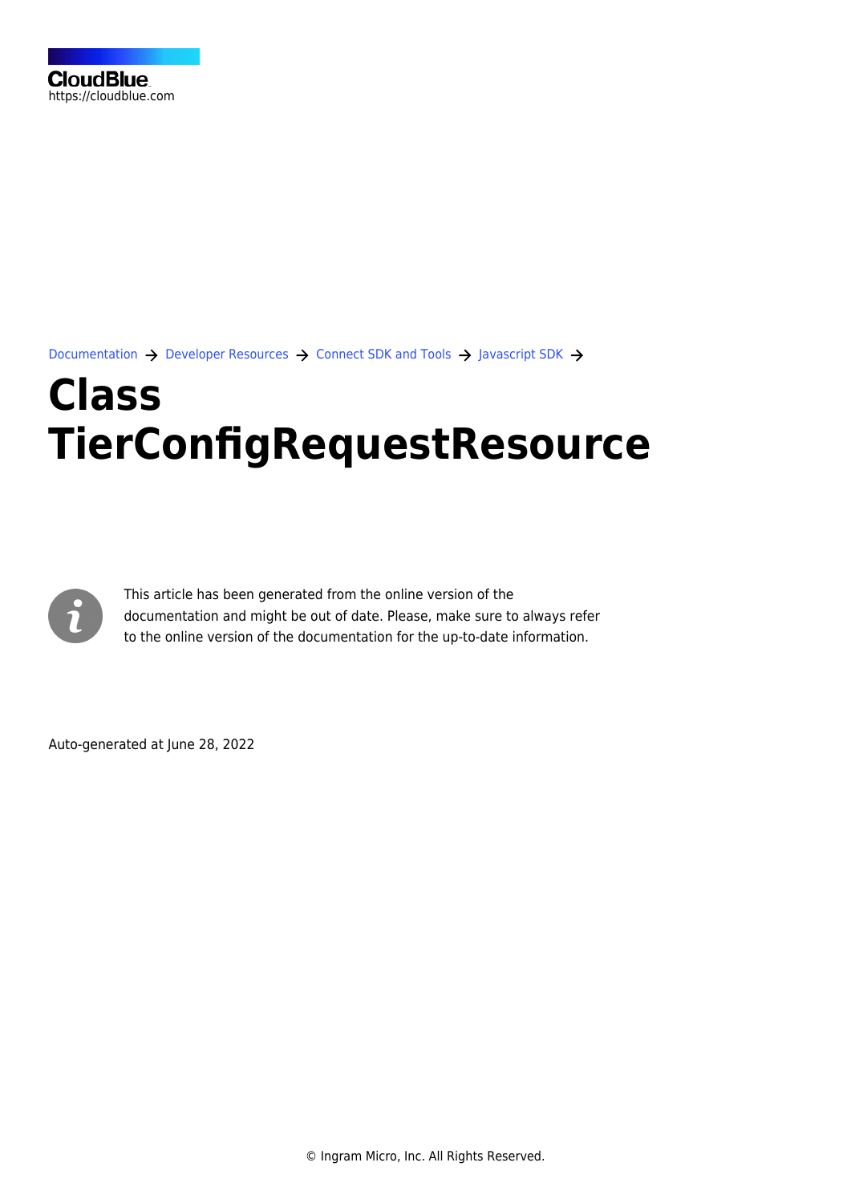CloudBlue
https://cloudblue.com

Documentation → Developer Resources → Connect SDK and Tools → Javascript SDK →

# Class TierConfigRequestResource

This article has been generated from the online version of the documentation and might be out of date. Please, make sure to always refer to the online version of the documentation for the up-to-date information.

Auto-generated at June 28, 2022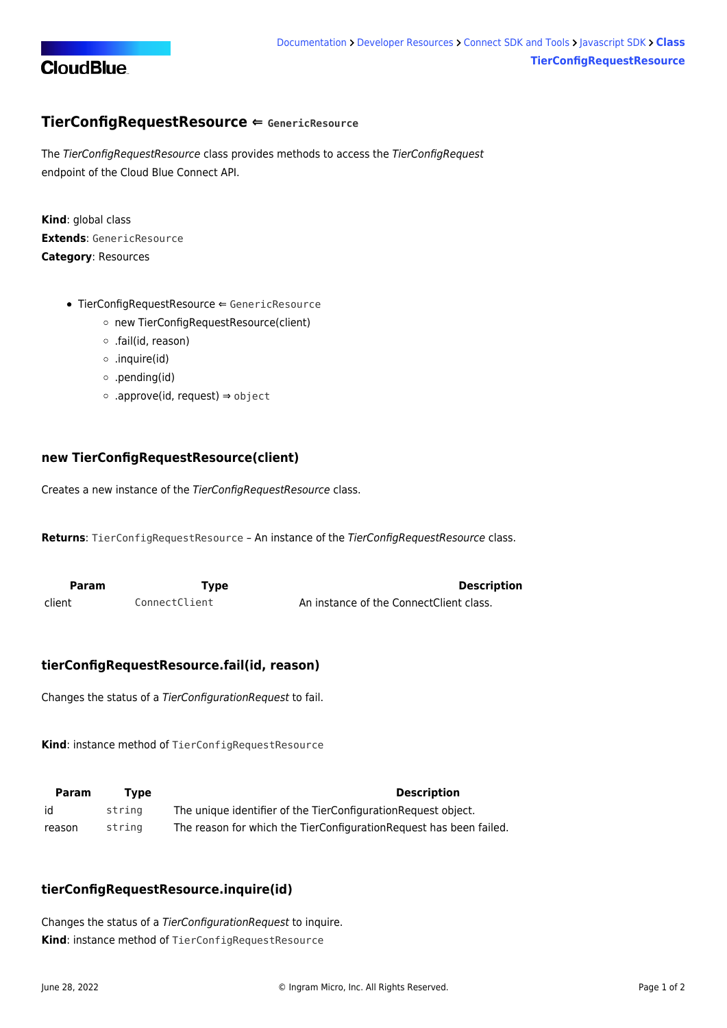## TierConfigRequestResource ⇐ `GenericResource`

The *TierConfigRequestResource* class provides methods to access the *TierConfigRequest* endpoint of the Cloud Blue Connect API.

**Kind**: global class
**Extends**: `GenericResource`
**Category**: Resources

- TierConfigRequestResource ⇐ `GenericResource`
  - new TierConfigRequestResource(client)
  - .fail(id, reason)
  - .inquire(id)
  - .pending(id)
  - .approve(id, request) ⇒ `object`

### new TierConfigRequestResource(client)

Creates a new instance of the *TierConfigRequestResource* class.

**Returns**: `TierConfigRequestResource` – An instance of the *TierConfigRequestResource* class.

| Param | Type | Description |
|---|---|---|
| client | `ConnectClient` | An instance of the ConnectClient class. |

### tierConfigRequestResource.fail(id, reason)

Changes the status of a *TierConfigurationRequest* to fail.

**Kind**: instance method of `TierConfigRequestResource`

| Param | Type | Description |
|---|---|---|
| id | `string` | The unique identifier of the TierConfigurationRequest object. |
| reason | `string` | The reason for which the TierConfigurationRequest has been failed. |

### tierConfigRequestResource.inquire(id)

Changes the status of a *TierConfigurationRequest* to inquire.
**Kind**: instance method of `TierConfigRequestResource`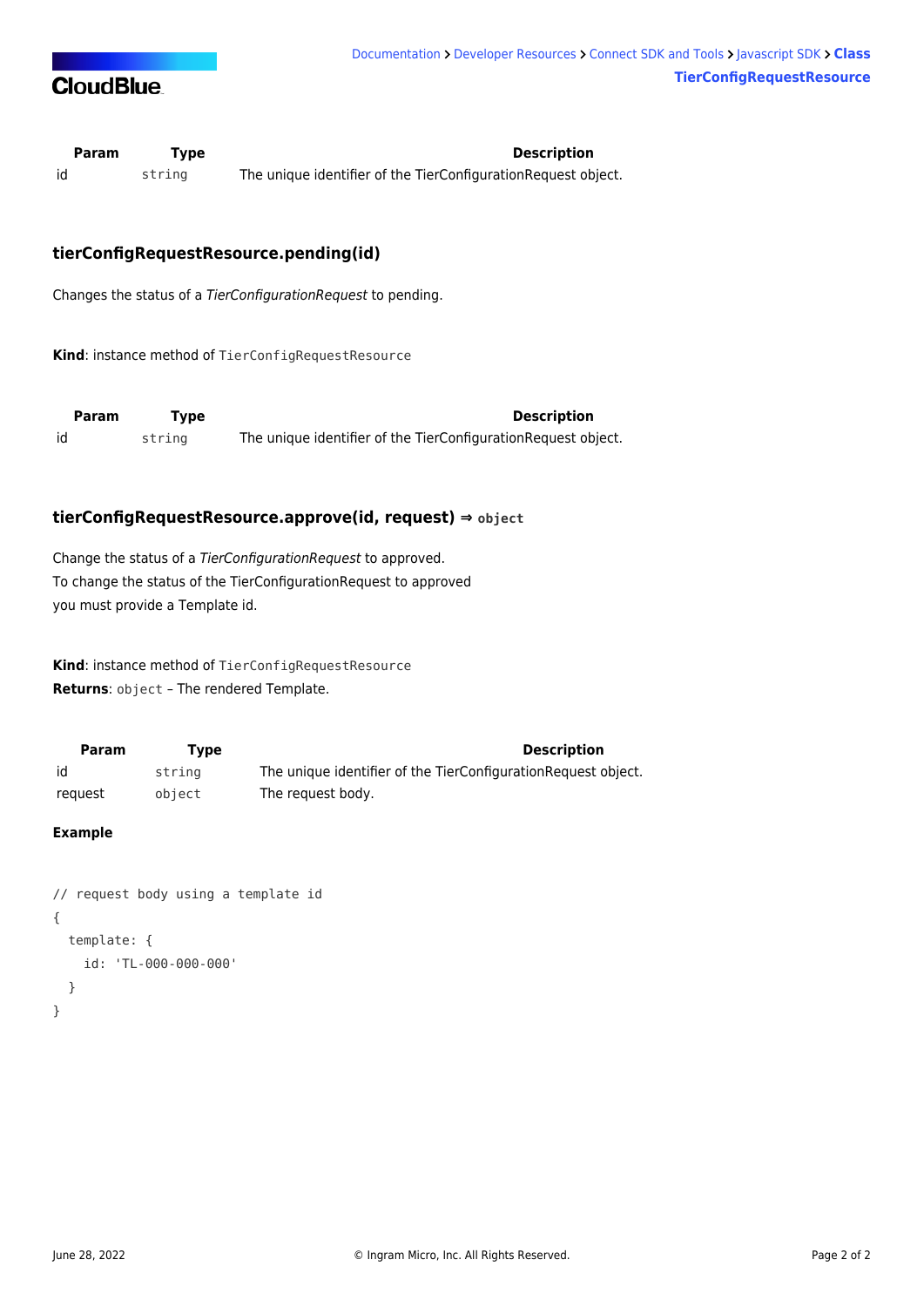| Param | Type | Description |
| --- | --- | --- |
| id | `string` | The unique identifier of the TierConfigurationRequest object. |

### tierConfigRequestResource.pending(id)

Changes the status of a *TierConfigurationRequest* to pending.

**Kind**: instance method of `TierConfigRequestResource`

| Param | Type | Description |
| --- | --- | --- |
| id | `string` | The unique identifier of the TierConfigurationRequest object. |

### tierConfigRequestResource.approve(id, request) ⇒ `object`

Change the status of a *TierConfigurationRequest* to approved.
To change the status of the TierConfigurationRequest to approved
you must provide a Template id.

**Kind**: instance method of `TierConfigRequestResource`
**Returns**: `object` – The rendered Template.

| Param | Type | Description |
| --- | --- | --- |
| id | `string` | The unique identifier of the TierConfigurationRequest object. |
| request | `object` | The request body. |

**Example**

```
// request body using a template id
{
  template: {
    id: 'TL-000-000-000'
  }
}
```